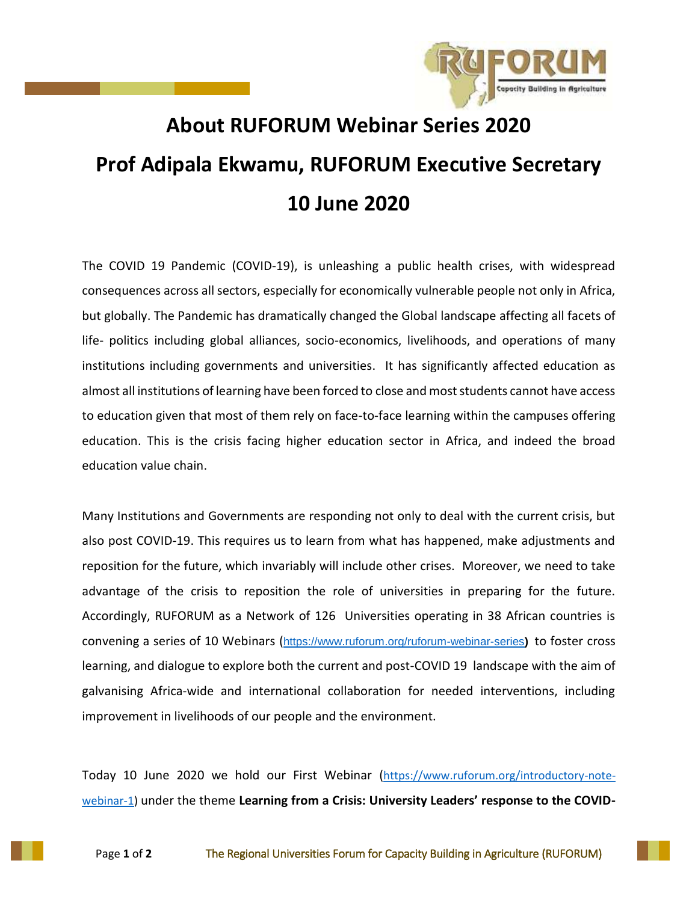# About RUFORUM Webinar Series 2020

# Prof Adipala Ekwamu, RUFORUM Executive Secretary

# 10 June 2020

The COVID 19 Pandemic (COVID-19), is unleashing a public health crises, with widespread consequences across all sectors, especially for economically vulnerable people not only in Africa, but globally. The Pandemic has dramatically changed the Global landscape affecting all facets of life- politics including global alliances, socio-economics, livelihoods, and operations of many institutions including governments and universities. It has significantly affected education as almost all institutions of learning have been forced to close and most students cannot have access to education given that most of them rely on face-to-face learning within the campuses offering education. This is the crisis facing higher education sector in Africa, and indeed the broad education value chain.

Many Institutions and Governments are responding not only to deal with the current crisis, but also post COVID-19. This requires us to learn from what has happened, make adjustments and reposition for the future, which invariably will include other crises. Moreover, we need to take advantage of the crisis to reposition the role of universities in preparing for the future. Accordingly, RUFORUM as a Network of 126 Universities operating in 38 African countries is convening a series of 10 Webinars (https://www.ruforum.org/ruforum-webinar-series) to foster cross learning, and dialogue to explore both the current and post-COVID 19 landscape with the aim of galvanising Africa-wide and international collaboration for needed interventions, including improvement in livelihoods of our people and the environment.

Today 10 June 2020 we hold our First Webinar (https://www.ruforum.org/introductory-note-webinar-1) under the theme **Learning from a Crisis: University Leaders' response to the COVID-**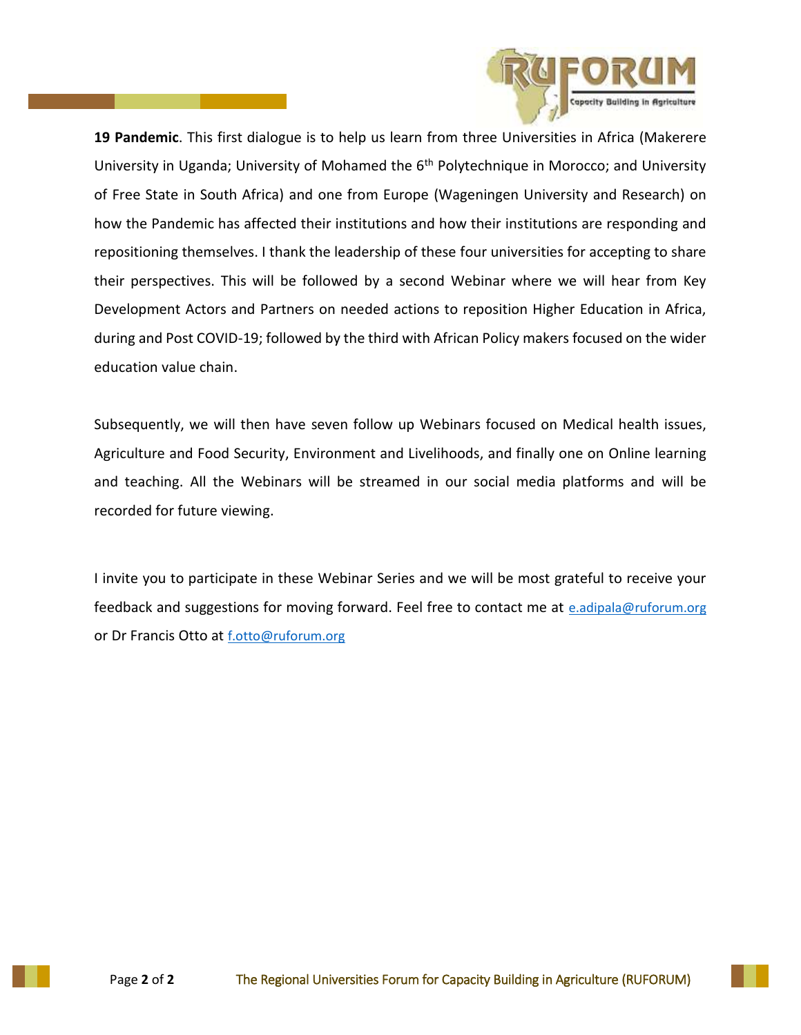**19 Pandemic**. This first dialogue is to help us learn from three Universities in Africa (Makerere University in Uganda; University of Mohamed the 6th Polytechnique in Morocco; and University of Free State in South Africa) and one from Europe (Wageningen University and Research) on how the Pandemic has affected their institutions and how their institutions are responding and repositioning themselves. I thank the leadership of these four universities for accepting to share their perspectives. This will be followed by a second Webinar where we will hear from Key Development Actors and Partners on needed actions to reposition Higher Education in Africa, during and Post COVID-19; followed by the third with African Policy makers focused on the wider education value chain.

Subsequently, we will then have seven follow up Webinars focused on Medical health issues, Agriculture and Food Security, Environment and Livelihoods, and finally one on Online learning and teaching. All the Webinars will be streamed in our social media platforms and will be recorded for future viewing.

I invite you to participate in these Webinar Series and we will be most grateful to receive your feedback and suggestions for moving forward. Feel free to contact me at e.adipala@ruforum.org or Dr Francis Otto at f.otto@ruforum.org